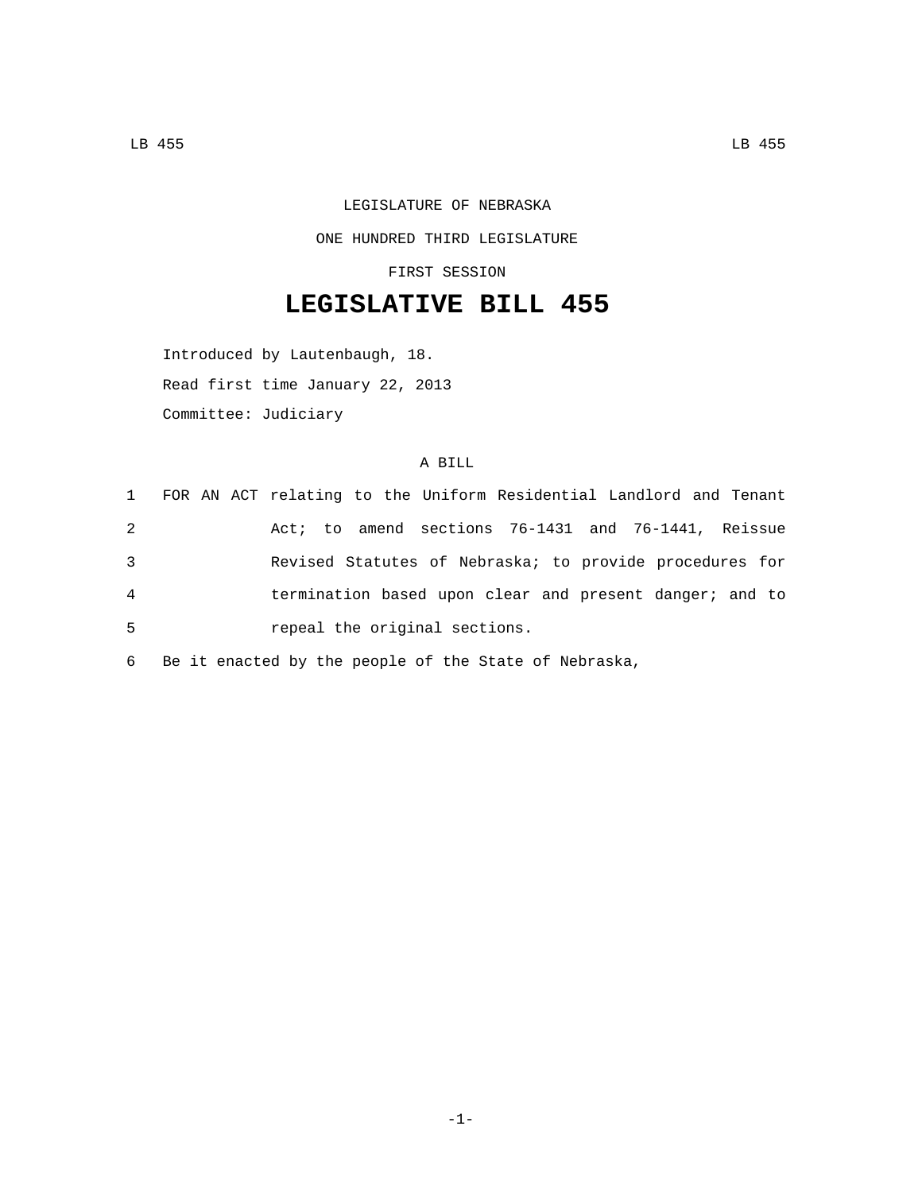LEGISLATURE OF NEBRASKA

ONE HUNDRED THIRD LEGISLATURE

FIRST SESSION

# LEGISLATIVE BILL 455

Introduced by Lautenbaugh, 18.

Read first time January 22, 2013

Committee: Judiciary

A BILL

1 FOR AN ACT relating to the Uniform Residential Landlord and Tenant
2 Act; to amend sections 76-1431 and 76-1441, Reissue
3 Revised Statutes of Nebraska; to provide procedures for
4 termination based upon clear and present danger; and to
5 repeal the original sections.

6 Be it enacted by the people of the State of Nebraska,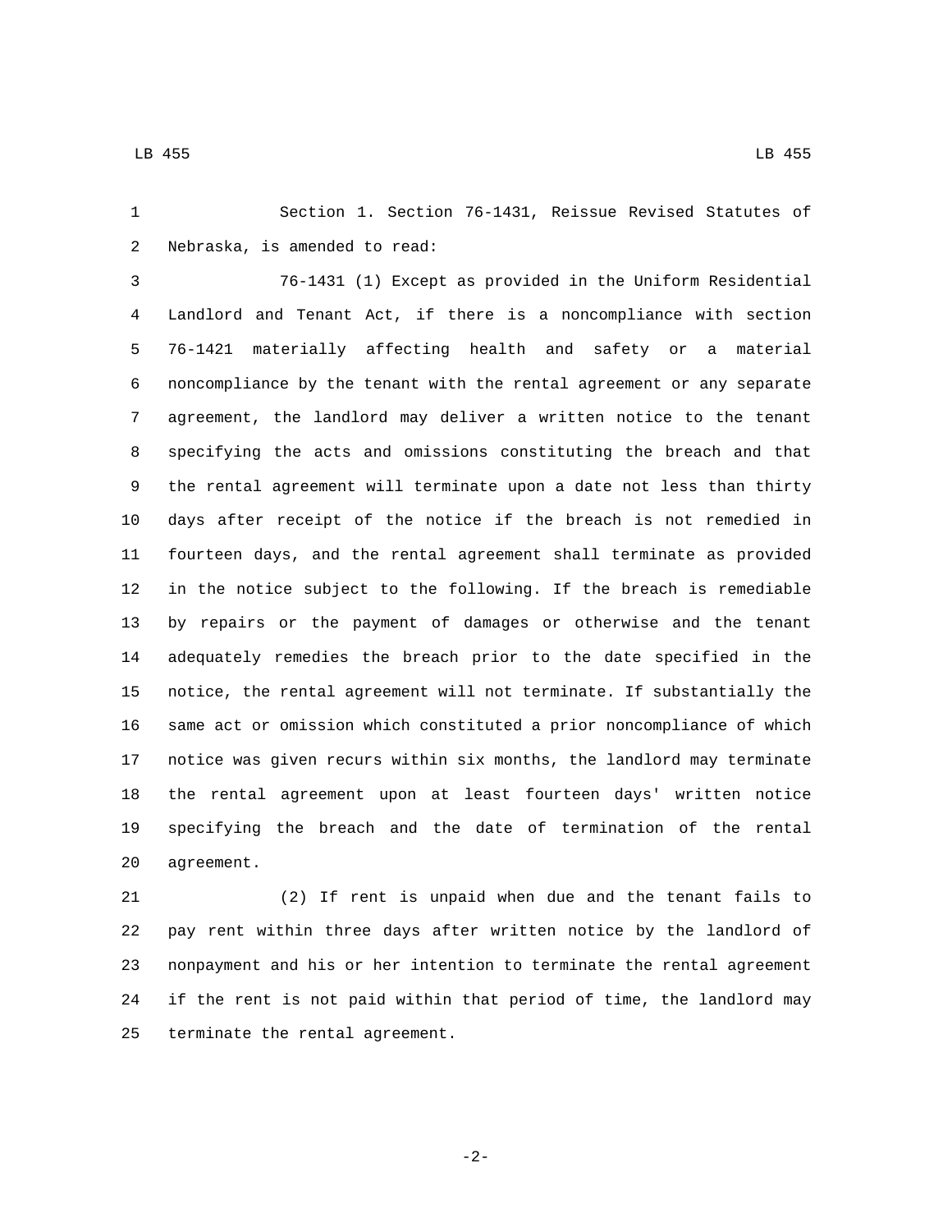Section 1. Section 76-1431, Reissue Revised Statutes of Nebraska, is amended to read:

76-1431 (1) Except as provided in the Uniform Residential Landlord and Tenant Act, if there is a noncompliance with section 76-1421 materially affecting health and safety or a material noncompliance by the tenant with the rental agreement or any separate agreement, the landlord may deliver a written notice to the tenant specifying the acts and omissions constituting the breach and that the rental agreement will terminate upon a date not less than thirty days after receipt of the notice if the breach is not remedied in fourteen days, and the rental agreement shall terminate as provided in the notice subject to the following. If the breach is remediable by repairs or the payment of damages or otherwise and the tenant adequately remedies the breach prior to the date specified in the notice, the rental agreement will not terminate. If substantially the same act or omission which constituted a prior noncompliance of which notice was given recurs within six months, the landlord may terminate the rental agreement upon at least fourteen days' written notice specifying the breach and the date of termination of the rental agreement.

(2) If rent is unpaid when due and the tenant fails to pay rent within three days after written notice by the landlord of nonpayment and his or her intention to terminate the rental agreement if the rent is not paid within that period of time, the landlord may terminate the rental agreement.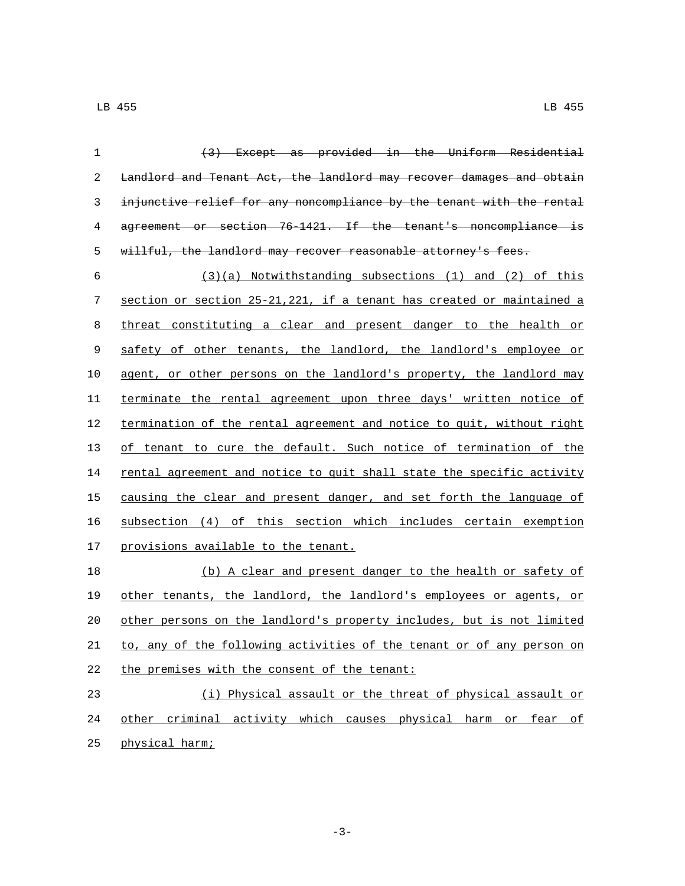~~(3) Except as provided in the Uniform Residential Landlord and Tenant Act, the landlord may recover damages and obtain injunctive relief for any noncompliance by the tenant with the rental agreement or section 76-1421. If the tenant's noncompliance is willful, the landlord may recover reasonable attorney's fees.~~

<u>(3)(a) Notwithstanding subsections (1) and (2) of this section or section 25-21,221, if a tenant has created or maintained a threat constituting a clear and present danger to the health or safety of other tenants, the landlord, the landlord's employee or agent, or other persons on the landlord's property, the landlord may terminate the rental agreement upon three days' written notice of termination of the rental agreement and notice to quit, without right of tenant to cure the default. Such notice of termination of the rental agreement and notice to quit shall state the specific activity causing the clear and present danger, and set forth the language of subsection (4) of this section which includes certain exemption provisions available to the tenant.</u>

<u>(b) A clear and present danger to the health or safety of other tenants, the landlord, the landlord's employees or agents, or other persons on the landlord's property includes, but is not limited to, any of the following activities of the tenant or of any person on the premises with the consent of the tenant:</u>

<u>(i) Physical assault or the threat of physical assault or other criminal activity which causes physical harm or fear of physical harm;</u>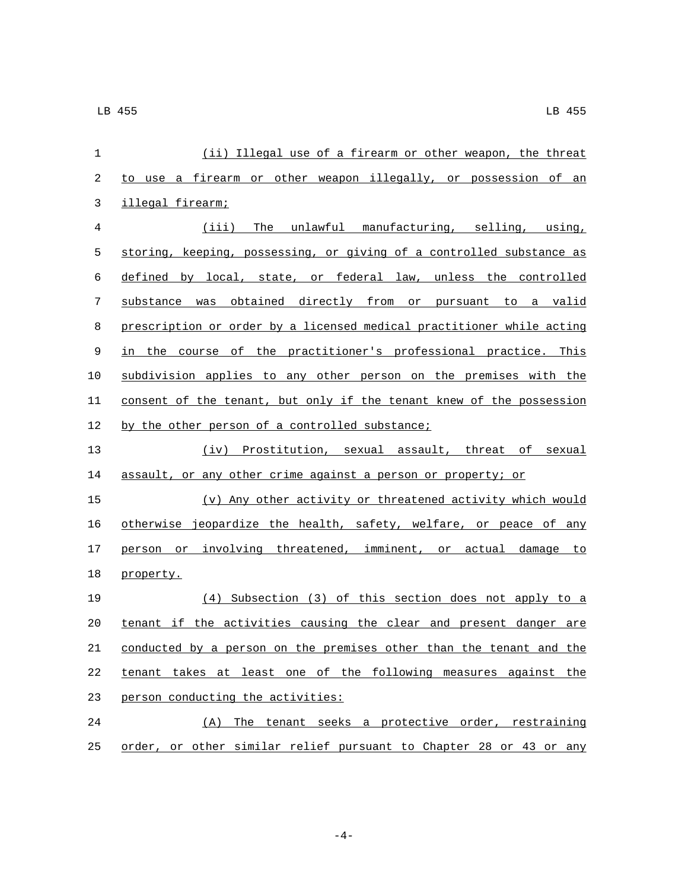(ii) Illegal use of a firearm or other weapon, the threat to use a firearm or other weapon illegally, or possession of an illegal firearm;

(iii) The unlawful manufacturing, selling, using, storing, keeping, possessing, or giving of a controlled substance as defined by local, state, or federal law, unless the controlled substance was obtained directly from or pursuant to a valid prescription or order by a licensed medical practitioner while acting in the course of the practitioner's professional practice. This subdivision applies to any other person on the premises with the consent of the tenant, but only if the tenant knew of the possession by the other person of a controlled substance;

(iv) Prostitution, sexual assault, threat of sexual assault, or any other crime against a person or property; or

(v) Any other activity or threatened activity which would otherwise jeopardize the health, safety, welfare, or peace of any person or involving threatened, imminent, or actual damage to property.

(4) Subsection (3) of this section does not apply to a tenant if the activities causing the clear and present danger are conducted by a person on the premises other than the tenant and the tenant takes at least one of the following measures against the person conducting the activities:

(A) The tenant seeks a protective order, restraining order, or other similar relief pursuant to Chapter 28 or 43 or any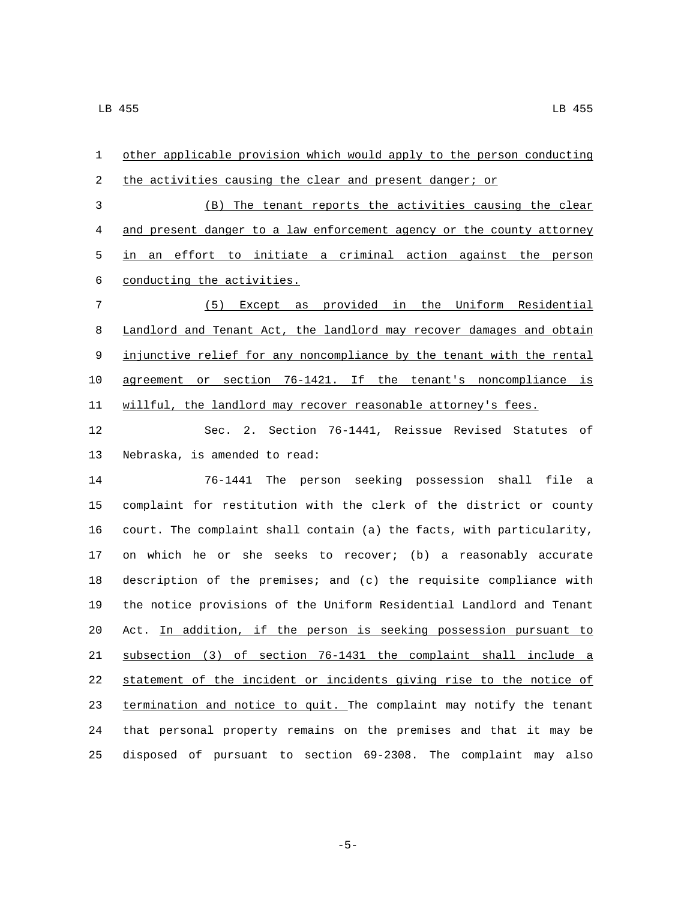other applicable provision which would apply to the person conducting the activities causing the clear and present danger; or

(B) The tenant reports the activities causing the clear and present danger to a law enforcement agency or the county attorney in an effort to initiate a criminal action against the person conducting the activities.

(5) Except as provided in the Uniform Residential Landlord and Tenant Act, the landlord may recover damages and obtain injunctive relief for any noncompliance by the tenant with the rental agreement or section 76-1421. If the tenant's noncompliance is willful, the landlord may recover reasonable attorney's fees.

Sec. 2. Section 76-1441, Reissue Revised Statutes of Nebraska, is amended to read:

76-1441 The person seeking possession shall file a complaint for restitution with the clerk of the district or county court. The complaint shall contain (a) the facts, with particularity, on which he or she seeks to recover; (b) a reasonably accurate description of the premises; and (c) the requisite compliance with the notice provisions of the Uniform Residential Landlord and Tenant Act. In addition, if the person is seeking possession pursuant to subsection (3) of section 76-1431 the complaint shall include a statement of the incident or incidents giving rise to the notice of termination and notice to quit. The complaint may notify the tenant that personal property remains on the premises and that it may be disposed of pursuant to section 69-2308. The complaint may also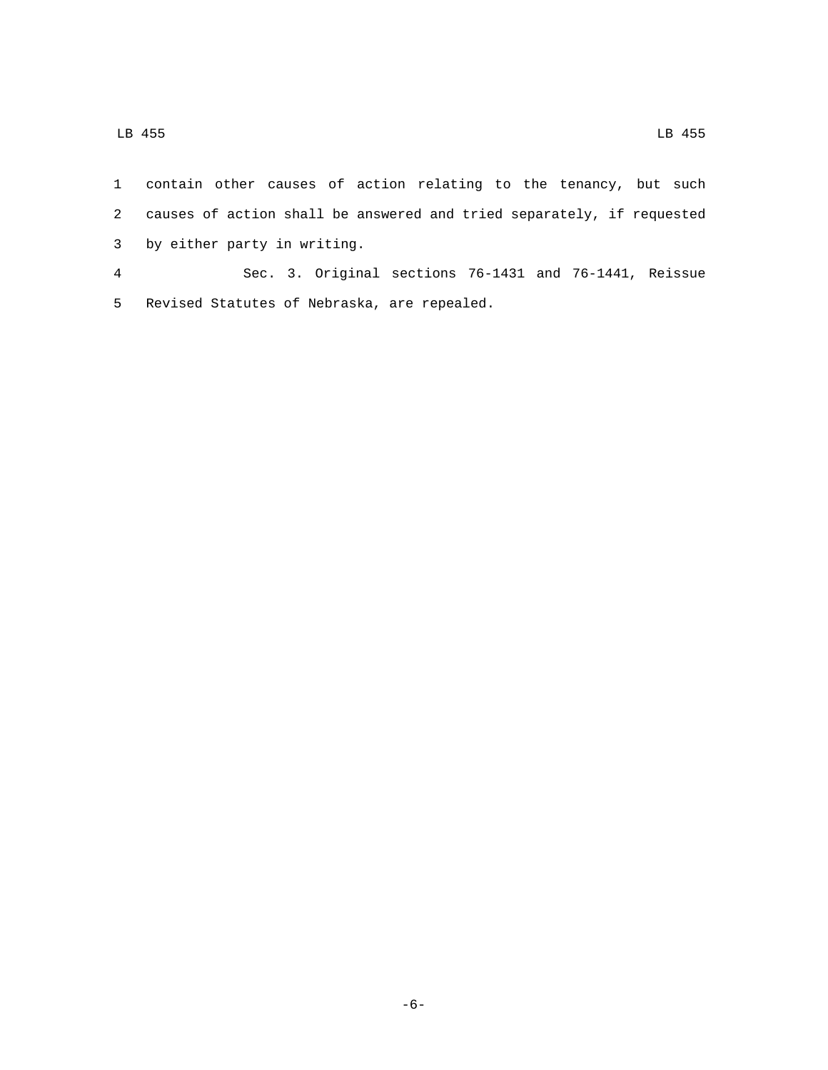contain other causes of action relating to the tenancy, but such causes of action shall be answered and tried separately, if requested by either party in writing.

Sec. 3. Original sections 76-1431 and 76-1441, Reissue Revised Statutes of Nebraska, are repealed.